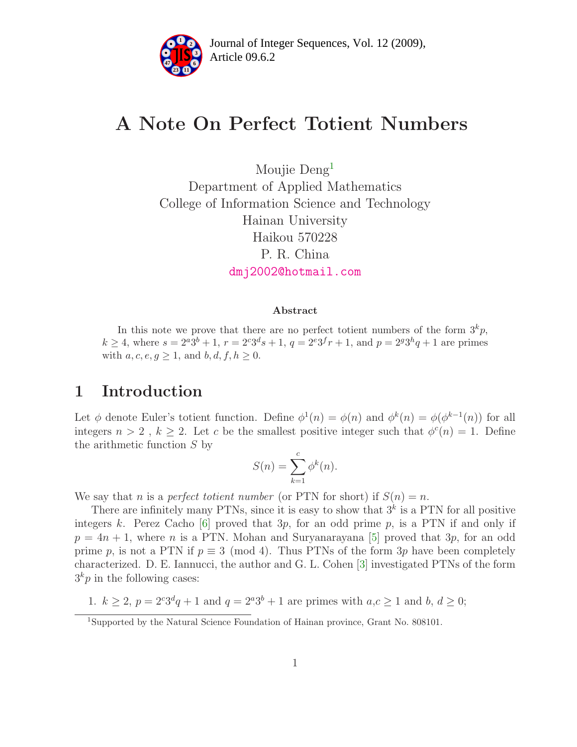# A Note On Perfect Totient Numbers

Moujie Deng[1]
Department of Applied Mathematics
College of Information Science and Technology
Hainan University
Haikou 570228
P. R. China
dmj2002@hotmail.com

### Abstract

In this note we prove that there are no perfect totient numbers of the form $3^k p$, $k \geq 4$, where $s = 2^a 3^b + 1$, $r = 2^c 3^d s + 1$, $q = 2^e 3^f r + 1$, and $p = 2^g 3^h q + 1$ are primes with $a, c, e, g \geq 1$, and $b, d, f, h \geq 0$.

## 1 Introduction

Let $\phi$ denote Euler's totient function. Define $\phi^1(n) = \phi(n)$ and $\phi^k(n) = \phi(\phi^{k-1}(n))$ for all integers $n > 2$ , $k \geq 2$. Let $c$ be the smallest positive integer such that $\phi^c(n) = 1$. Define the arithmetic function $S$ by

$$S(n) = \sum_{k=1}^{c} \phi^k(n).$$

We say that $n$ is a *perfect totient number* (or PTN for short) if $S(n) = n$.

There are infinitely many PTNs, since it is easy to show that $3^k$ is a PTN for all positive integers $k$. Perez Cacho [6] proved that $3p$, for an odd prime $p$, is a PTN if and only if $p = 4n + 1$, where $n$ is a PTN. Mohan and Suryanarayana [5] proved that $3p$, for an odd prime $p$, is not a PTN if $p \equiv 3 \pmod 4$. Thus PTNs of the form $3p$ have been completely characterized. D. E. Iannucci, the author and G. L. Cohen [3] investigated PTNs of the form $3^k p$ in the following cases:

1. $k \geq 2$, $p = 2^c 3^d q + 1$ and $q = 2^a 3^b + 1$ are primes with $a$,$c \geq 1$ and $b$, $d \geq 0$;

[1] Supported by the Natural Science Foundation of Hainan province, Grant No. 808101.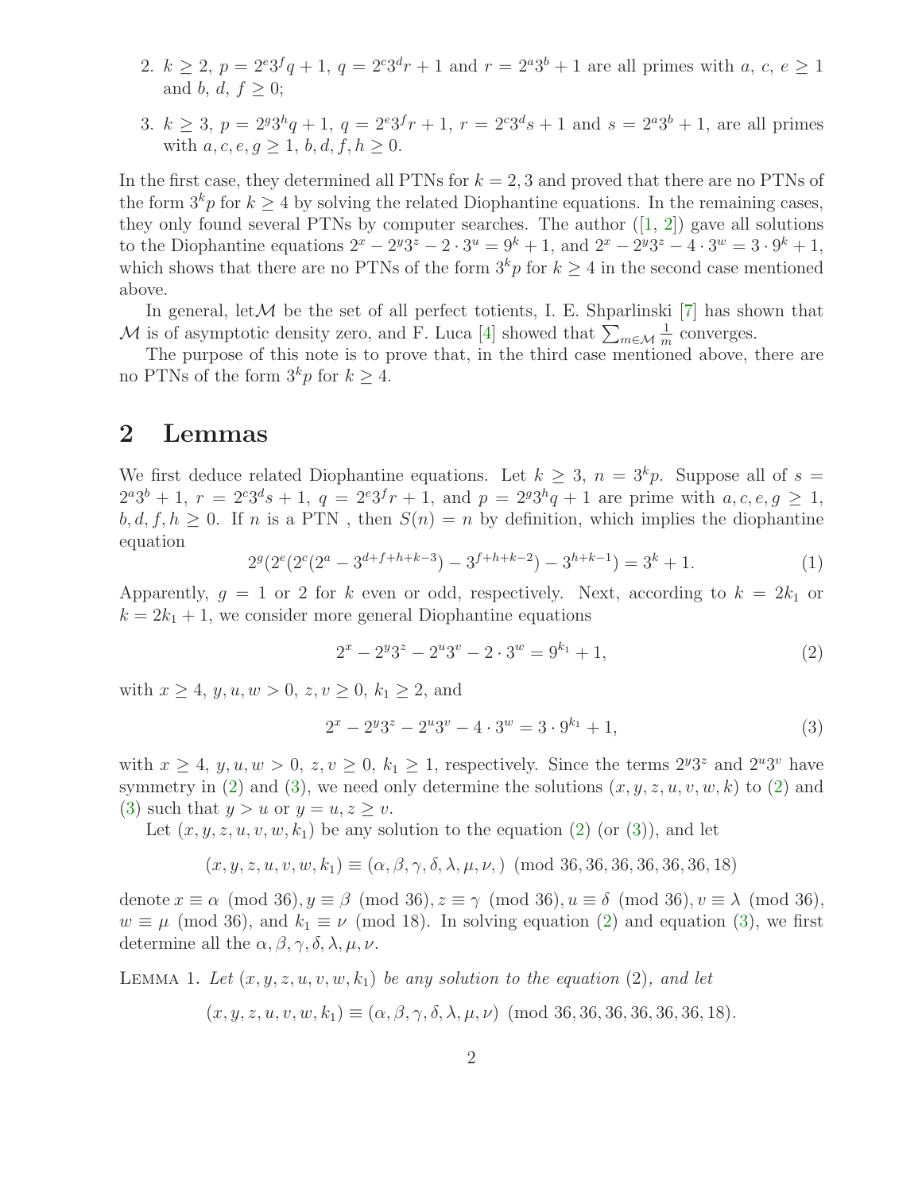2. $k \geq 2$, $p = 2^e 3^f q + 1$, $q = 2^c 3^d r + 1$ and $r = 2^a 3^b + 1$ are all primes with $a$, $c$, $e \geq 1$ and $b$, $d$, $f \geq 0$;

3. $k \geq 3$, $p = 2^g 3^h q + 1$, $q = 2^e 3^f r + 1$, $r = 2^c 3^d s + 1$ and $s = 2^a 3^b + 1$, are all primes with $a, c, e, g \geq 1$, $b, d, f, h \geq 0$.

In the first case, they determined all PTNs for $k = 2, 3$ and proved that there are no PTNs of the form $3^k p$ for $k \geq 4$ by solving the related Diophantine equations. In the remaining cases, they only found several PTNs by computer searches. The author ([1, 2]) gave all solutions to the Diophantine equations $2^x - 2^y 3^z - 2 \cdot 3^u = 9^k + 1$, and $2^x - 2^y 3^z - 4 \cdot 3^w = 3 \cdot 9^k + 1$, which shows that there are no PTNs of the form $3^k p$ for $k \geq 4$ in the second case mentioned above.

In general, let $\mathcal{M}$ be the set of all perfect totients, I. E. Shparlinski [7] has shown that $\mathcal{M}$ is of asymptotic density zero, and F. Luca [4] showed that $\sum_{m \in \mathcal{M}} \frac{1}{m}$ converges.

The purpose of this note is to prove that, in the third case mentioned above, there are no PTNs of the form $3^k p$ for $k \geq 4$.

## 2 Lemmas

We first deduce related Diophantine equations. Let $k \geq 3$, $n = 3^k p$. Suppose all of $s = 2^a 3^b + 1$, $r = 2^c 3^d s + 1$, $q = 2^e 3^f r + 1$, and $p = 2^g 3^h q + 1$ are prime with $a, c, e, g \geq 1$, $b, d, f, h \geq 0$. If $n$ is a PTN , then $S(n) = n$ by definition, which implies the diophantine equation

$$2^g(2^e(2^c(2^a - 3^{d+f+h+k-3}) - 3^{f+h+k-2}) - 3^{h+k-1}) = 3^k + 1. \tag{1}$$

Apparently, $g = 1$ or 2 for $k$ even or odd, respectively. Next, according to $k = 2k_1$ or $k = 2k_1 + 1$, we consider more general Diophantine equations

$$2^x - 2^y 3^z - 2^u 3^v - 2 \cdot 3^w = 9^{k_1} + 1, \tag{2}$$

with $x \geq 4$, $y, u, w > 0$, $z, v \geq 0$, $k_1 \geq 2$, and

$$2^x - 2^y 3^z - 2^u 3^v - 4 \cdot 3^w = 3 \cdot 9^{k_1} + 1, \tag{3}$$

with $x \geq 4$, $y, u, w > 0$, $z, v \geq 0$, $k_1 \geq 1$, respectively. Since the terms $2^y 3^z$ and $2^u 3^v$ have symmetry in (2) and (3), we need only determine the solutions $(x, y, z, u, v, w, k)$ to (2) and (3) such that $y > u$ or $y = u, z \geq v$.

Let $(x, y, z, u, v, w, k_1)$ be any solution to the equation (2) (or (3)), and let

$$(x, y, z, u, v, w, k_1) \equiv (\alpha, \beta, \gamma, \delta, \lambda, \mu, \nu,) \pmod{36, 36, 36, 36, 36, 36, 18}$$

denote $x \equiv \alpha \pmod{36}, y \equiv \beta \pmod{36}, z \equiv \gamma \pmod{36}, u \equiv \delta \pmod{36}, v \equiv \lambda \pmod{36}$, $w \equiv \mu \pmod{36}$, and $k_1 \equiv \nu \pmod{18}$. In solving equation (2) and equation (3), we first determine all the $\alpha, \beta, \gamma, \delta, \lambda, \mu, \nu$.

Lemma 1. *Let $(x, y, z, u, v, w, k_1)$ be any solution to the equation (2), and let*

$$(x, y, z, u, v, w, k_1) \equiv (\alpha, \beta, \gamma, \delta, \lambda, \mu, \nu) \pmod{36, 36, 36, 36, 36, 36, 18}.$$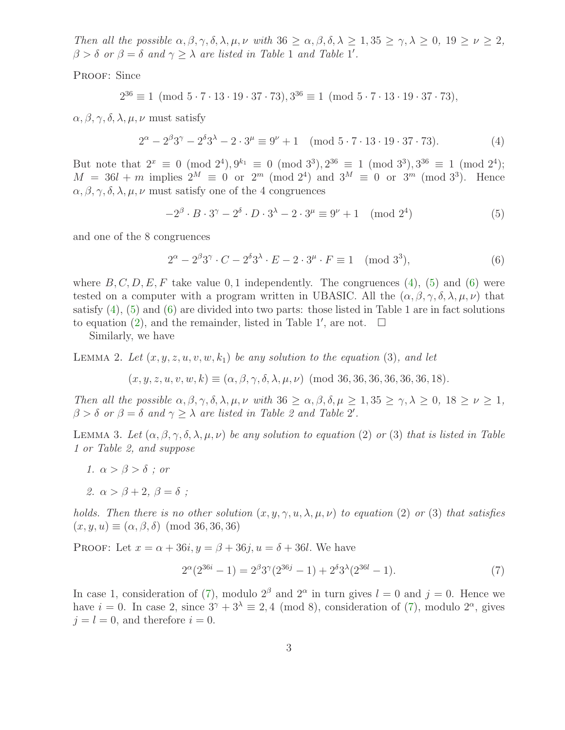*Then all the possible $\alpha, \beta, \gamma, \delta, \lambda, \mu, \nu$ with $36 \geq \alpha, \beta, \delta, \lambda \geq 1, 35 \geq \gamma, \lambda \geq 0$, $19 \geq \nu \geq 2$, $\beta > \delta$ or $\beta = \delta$ and $\gamma \geq \lambda$ are listed in Table 1 and Table 1′.*

PROOF: Since

$$2^{36} \equiv 1 \pmod{5 \cdot 7 \cdot 13 \cdot 19 \cdot 37 \cdot 73}, 3^{36} \equiv 1 \pmod{5 \cdot 7 \cdot 13 \cdot 19 \cdot 37 \cdot 73},$$

$\alpha, \beta, \gamma, \delta, \lambda, \mu, \nu$ must satisfy

$$2^\alpha - 2^\beta 3^\gamma - 2^\delta 3^\lambda - 2 \cdot 3^\mu \equiv 9^\nu + 1 \pmod{5 \cdot 7 \cdot 13 \cdot 19 \cdot 37 \cdot 73}. \tag{4}$$

But note that $2^x \equiv 0 \pmod{2^4}, 9^{k_1} \equiv 0 \pmod{3^3}, 2^{36} \equiv 1 \pmod{3^3}, 3^{36} \equiv 1 \pmod{2^4}$; $M = 36l + m$ implies $2^M \equiv 0$ or $2^m \pmod{2^4}$ and $3^M \equiv 0$ or $3^m \pmod{3^3}$. Hence $\alpha, \beta, \gamma, \delta, \lambda, \mu, \nu$ must satisfy one of the 4 congruences

$$-2^\beta \cdot B \cdot 3^\gamma - 2^\delta \cdot D \cdot 3^\lambda - 2 \cdot 3^\mu \equiv 9^\nu + 1 \pmod{2^4} \tag{5}$$

and one of the 8 congruences

$$2^\alpha - 2^\beta 3^\gamma \cdot C - 2^\delta 3^\lambda \cdot E - 2 \cdot 3^\mu \cdot F \equiv 1 \pmod{3^3}, \tag{6}$$

where $B, C, D, E, F$ take value $0, 1$ independently. The congruences (4), (5) and (6) were tested on a computer with a program written in UBASIC. All the $(\alpha, \beta, \gamma, \delta, \lambda, \mu, \nu)$ that satisfy (4), (5) and (6) are divided into two parts: those listed in Table 1 are in fact solutions to equation (2), and the remainder, listed in Table 1′, are not. □

Similarly, we have

LEMMA 2. *Let $(x, y, z, u, v, w, k_1)$ be any solution to the equation (3), and let*

$$(x, y, z, u, v, w, k) \equiv (\alpha, \beta, \gamma, \delta, \lambda, \mu, \nu) \pmod{36, 36, 36, 36, 36, 36, 18}.$$

*Then all the possible $\alpha, \beta, \gamma, \delta, \lambda, \mu, \nu$ with $36 \geq \alpha, \beta, \delta, \mu \geq 1, 35 \geq \gamma, \lambda \geq 0$, $18 \geq \nu \geq 1$, $\beta > \delta$ or $\beta = \delta$ and $\gamma \geq \lambda$ are listed in Table 2 and Table 2′.*

LEMMA 3. *Let $(\alpha, \beta, \gamma, \delta, \lambda, \mu, \nu)$ be any solution to equation (2) or (3) that is listed in Table 1 or Table 2, and suppose*

1. *$\alpha > \beta > \delta$ ; or*
2. *$\alpha > \beta + 2$, $\beta = \delta$ ;*

*holds. Then there is no other solution $(x, y, \gamma, u, \lambda, \mu, \nu)$ to equation (2) or (3) that satisfies $(x, y, u) \equiv (\alpha, \beta, \delta) \pmod{36, 36, 36}$*

PROOF: Let $x = \alpha + 36i, y = \beta + 36j, u = \delta + 36l$. We have

$$2^\alpha(2^{36i} - 1) = 2^\beta 3^\gamma (2^{36j} - 1) + 2^\delta 3^\lambda (2^{36l} - 1). \tag{7}$$

In case 1, consideration of (7), modulo $2^\beta$ and $2^\alpha$ in turn gives $l = 0$ and $j = 0$. Hence we have $i = 0$. In case 2, since $3^\gamma + 3^\lambda \equiv 2, 4 \pmod 8$, consideration of (7), modulo $2^\alpha$, gives $j = l = 0$, and therefore $i = 0$.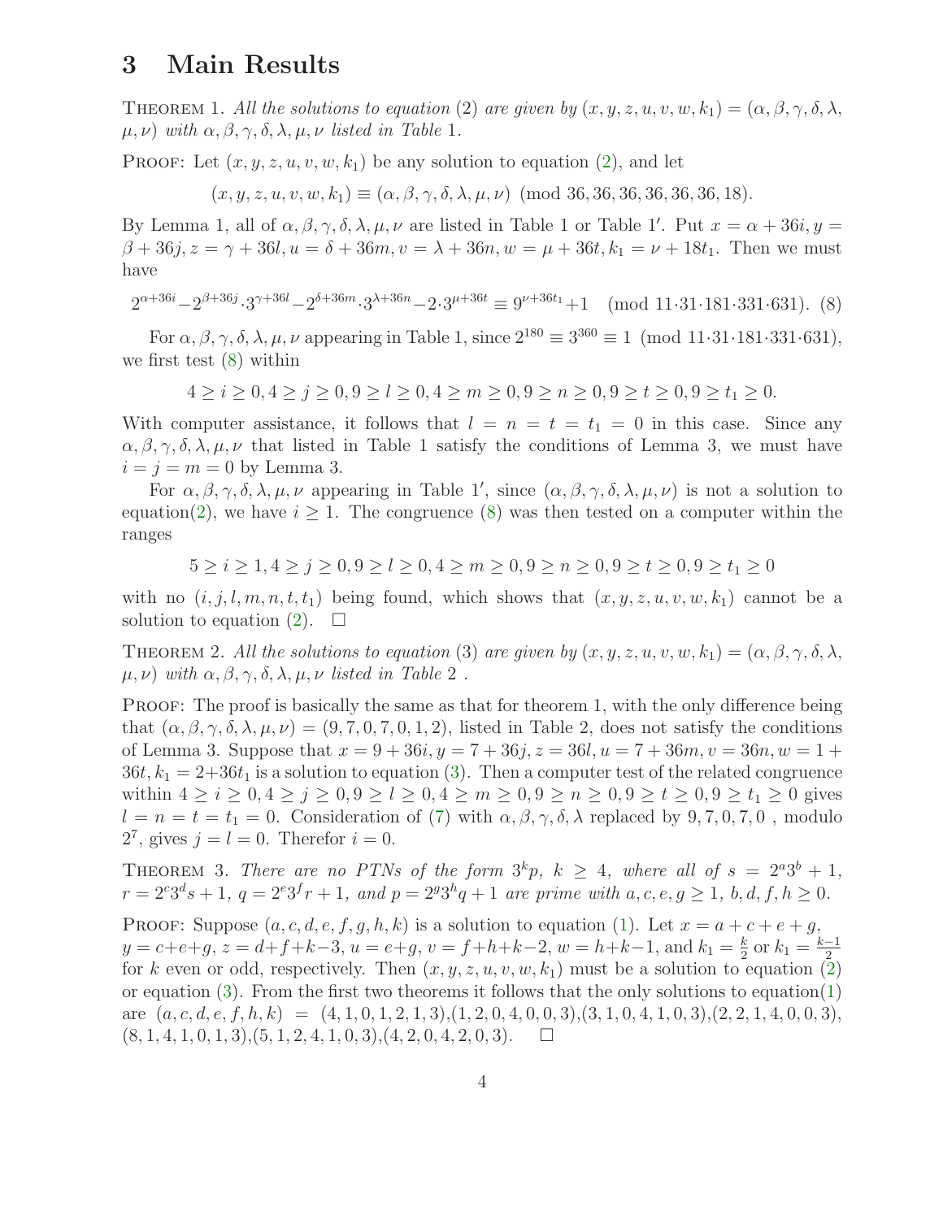# 3 Main Results

THEOREM 1. *All the solutions to equation* (2) *are given by* $(x, y, z, u, v, w, k_1) = (\alpha, \beta, \gamma, \delta, \lambda, \mu, \nu)$ *with* $\alpha, \beta, \gamma, \delta, \lambda, \mu, \nu$ *listed in Table* 1*.*

PROOF: Let $(x, y, z, u, v, w, k_1)$ be any solution to equation (2), and let

$$(x, y, z, u, v, w, k_1) \equiv (\alpha, \beta, \gamma, \delta, \lambda, \mu, \nu) \pmod{36, 36, 36, 36, 36, 36, 18}.$$

By Lemma 1, all of $\alpha, \beta, \gamma, \delta, \lambda, \mu, \nu$ are listed in Table 1 or Table 1′. Put $x = \alpha + 36i, y = \beta + 36j, z = \gamma + 36l, u = \delta + 36m, v = \lambda + 36n, w = \mu + 36t, k_1 = \nu + 18t_1$. Then we must have

$$2^{\alpha+36i} - 2^{\beta+36j} \cdot 3^{\gamma+36l} - 2^{\delta+36m} \cdot 3^{\lambda+36n} - 2 \cdot 3^{\mu+36t} \equiv 9^{\nu+36t_1} + 1 \pmod{11 \cdot 31 \cdot 181 \cdot 331 \cdot 631}. \quad (8)$$

For $\alpha, \beta, \gamma, \delta, \lambda, \mu, \nu$ appearing in Table 1, since $2^{180} \equiv 3^{360} \equiv 1 \pmod{11 \cdot 31 \cdot 181 \cdot 331 \cdot 631}$, we first test (8) within

$$4 \geq i \geq 0, 4 \geq j \geq 0, 9 \geq l \geq 0, 4 \geq m \geq 0, 9 \geq n \geq 0, 9 \geq t \geq 0, 9 \geq t_1 \geq 0.$$

With computer assistance, it follows that $l = n = t = t_1 = 0$ in this case. Since any $\alpha, \beta, \gamma, \delta, \lambda, \mu, \nu$ that listed in Table 1 satisfy the conditions of Lemma 3, we must have $i = j = m = 0$ by Lemma 3.

For $\alpha, \beta, \gamma, \delta, \lambda, \mu, \nu$ appearing in Table 1′, since $(\alpha, \beta, \gamma, \delta, \lambda, \mu, \nu)$ is not a solution to equation(2), we have $i \geq 1$. The congruence (8) was then tested on a computer within the ranges

$$5 \geq i \geq 1, 4 \geq j \geq 0, 9 \geq l \geq 0, 4 \geq m \geq 0, 9 \geq n \geq 0, 9 \geq t \geq 0, 9 \geq t_1 \geq 0$$

with no $(i, j, l, m, n, t, t_1)$ being found, which shows that $(x, y, z, u, v, w, k_1)$ cannot be a solution to equation (2). □

THEOREM 2. *All the solutions to equation* (3) *are given by* $(x, y, z, u, v, w, k_1) = (\alpha, \beta, \gamma, \delta, \lambda, \mu, \nu)$ *with* $\alpha, \beta, \gamma, \delta, \lambda, \mu, \nu$ *listed in Table* 2 *.*

PROOF: The proof is basically the same as that for theorem 1, with the only difference being that $(\alpha, \beta, \gamma, \delta, \lambda, \mu, \nu) = (9, 7, 0, 7, 0, 1, 2)$, listed in Table 2, does not satisfy the conditions of Lemma 3. Suppose that $x = 9 + 36i, y = 7 + 36j, z = 36l, u = 7 + 36m, v = 36n, w = 1 + 36t, k_1 = 2 + 36t_1$ is a solution to equation (3). Then a computer test of the related congruence within $4 \geq i \geq 0, 4 \geq j \geq 0, 9 \geq l \geq 0, 4 \geq m \geq 0, 9 \geq n \geq 0, 9 \geq t \geq 0, 9 \geq t_1 \geq 0$ gives $l = n = t = t_1 = 0$. Consideration of (7) with $\alpha, \beta, \gamma, \delta, \lambda$ replaced by $9, 7, 0, 7, 0$ , modulo $2^7$, gives $j = l = 0$. Therefor $i = 0$.

THEOREM 3. *There are no PTNs of the form* $3^k p$*,* $k \geq 4$*, where all of* $s = 2^a 3^b + 1$*,* $r = 2^c 3^d s + 1$*,* $q = 2^e 3^f r + 1$*, and* $p = 2^g 3^h q + 1$ *are prime with* $a, c, e, g \geq 1$*,* $b, d, f, h \geq 0$*.*

PROOF: Suppose $(a, c, d, e, f, g, h, k)$ is a solution to equation (1). Let $x = a + c + e + g$, $y = c+e+g$, $z = d+f+k-3$, $u = e+g$, $v = f+h+k-2$, $w = h+k-1$, and $k_1 = \frac{k}{2}$ or $k_1 = \frac{k-1}{2}$ for $k$ even or odd, respectively. Then $(x, y, z, u, v, w, k_1)$ must be a solution to equation (2) or equation (3). From the first two theorems it follows that the only solutions to equation(1) are $(a, c, d, e, f, h, k) = (4, 1, 0, 1, 2, 1, 3), (1, 2, 0, 4, 0, 0, 3), (3, 1, 0, 4, 1, 0, 3), (2, 2, 1, 4, 0, 0, 3), (8, 1, 4, 1, 0, 1, 3), (5, 1, 2, 4, 1, 0, 3), (4, 2, 0, 4, 2, 0, 3)$. □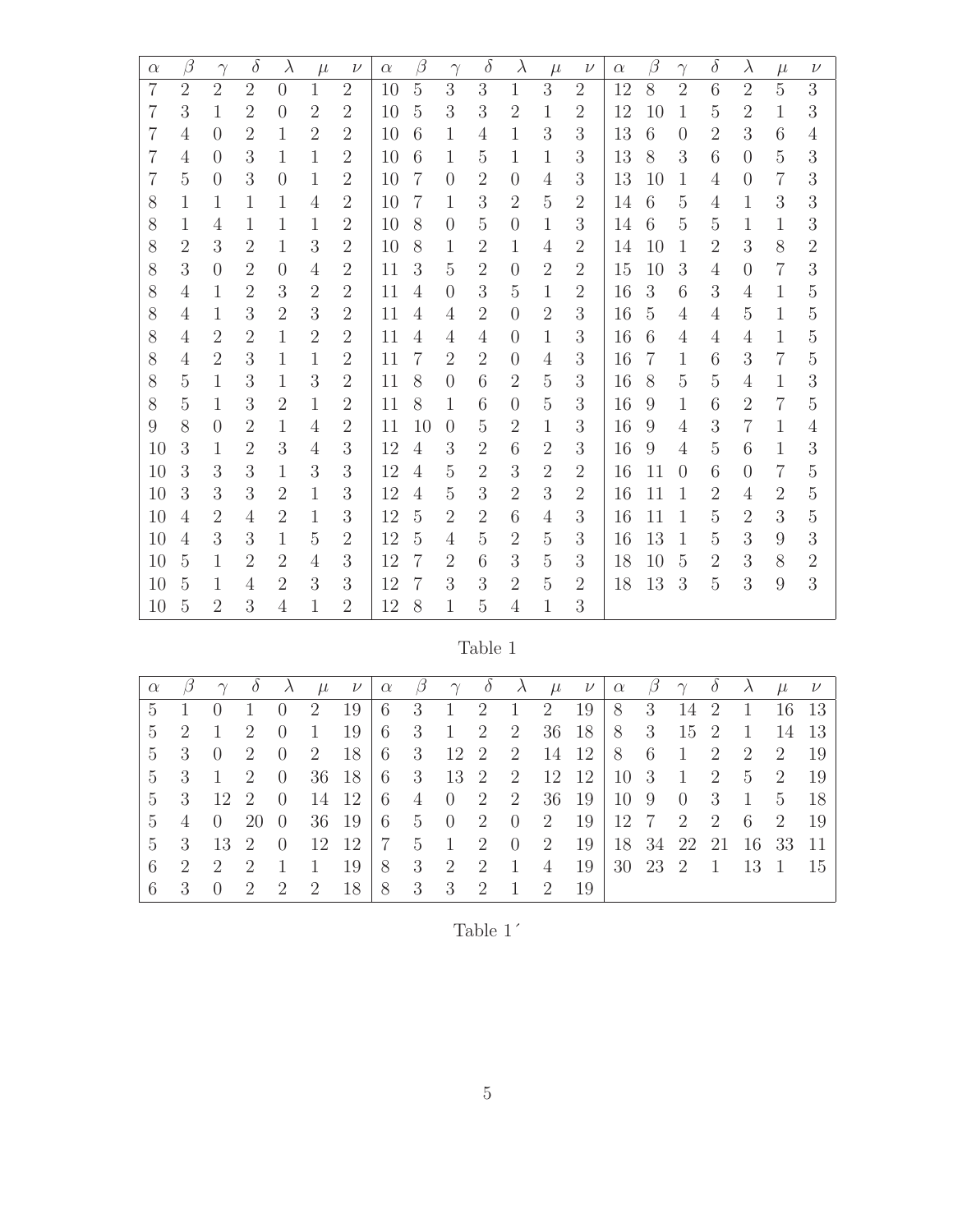| $\alpha$ | $\beta$ | $\gamma$ | $\delta$ | $\lambda$ | $\mu$ | $\nu$ | $\alpha$ | $\beta$ | $\gamma$ | $\delta$ | $\lambda$ | $\mu$ | $\nu$ | $\alpha$ | $\beta$ | $\gamma$ | $\delta$ | $\lambda$ | $\mu$ | $\nu$ |
|---|---|---|---|---|---|---|---|---|---|---|---|---|---|---|---|---|---|---|---|---|
| 7 | 2 | 2 | 2 | 0 | 1 | 2 | 10 | 5 | 3 | 3 | 1 | 3 | 2 | 12 | 8 | 2 | 6 | 2 | 5 | 3 |
| 7 | 3 | 1 | 2 | 0 | 2 | 2 | 10 | 5 | 3 | 3 | 2 | 1 | 2 | 12 | 10 | 1 | 5 | 2 | 1 | 3 |
| 7 | 4 | 0 | 2 | 1 | 2 | 2 | 10 | 6 | 1 | 4 | 1 | 3 | 3 | 13 | 6 | 0 | 2 | 3 | 6 | 4 |
| 7 | 4 | 0 | 3 | 1 | 1 | 2 | 10 | 6 | 1 | 5 | 1 | 1 | 3 | 13 | 8 | 3 | 6 | 0 | 5 | 3 |
| 7 | 5 | 0 | 3 | 0 | 1 | 2 | 10 | 7 | 0 | 2 | 0 | 4 | 3 | 13 | 10 | 1 | 4 | 0 | 7 | 3 |
| 8 | 1 | 1 | 1 | 1 | 4 | 2 | 10 | 7 | 1 | 3 | 2 | 5 | 2 | 14 | 6 | 5 | 4 | 1 | 3 | 3 |
| 8 | 1 | 4 | 1 | 1 | 1 | 2 | 10 | 8 | 0 | 5 | 0 | 1 | 3 | 14 | 6 | 5 | 5 | 1 | 1 | 3 |
| 8 | 2 | 3 | 2 | 1 | 3 | 2 | 10 | 8 | 1 | 2 | 1 | 4 | 2 | 14 | 10 | 1 | 2 | 3 | 8 | 2 |
| 8 | 3 | 0 | 2 | 0 | 4 | 2 | 11 | 3 | 5 | 2 | 0 | 2 | 2 | 15 | 10 | 3 | 4 | 0 | 7 | 3 |
| 8 | 4 | 1 | 2 | 3 | 2 | 2 | 11 | 4 | 0 | 3 | 5 | 1 | 2 | 16 | 3 | 6 | 3 | 4 | 1 | 5 |
| 8 | 4 | 1 | 3 | 2 | 3 | 2 | 11 | 4 | 4 | 2 | 0 | 2 | 3 | 16 | 5 | 4 | 4 | 5 | 1 | 5 |
| 8 | 4 | 2 | 2 | 1 | 2 | 2 | 11 | 4 | 4 | 4 | 0 | 1 | 3 | 16 | 6 | 4 | 4 | 4 | 1 | 5 |
| 8 | 4 | 2 | 3 | 1 | 1 | 2 | 11 | 7 | 2 | 2 | 0 | 4 | 3 | 16 | 7 | 1 | 6 | 3 | 7 | 5 |
| 8 | 5 | 1 | 3 | 1 | 3 | 2 | 11 | 8 | 0 | 6 | 2 | 5 | 3 | 16 | 8 | 5 | 5 | 4 | 1 | 3 |
| 8 | 5 | 1 | 3 | 2 | 1 | 2 | 11 | 8 | 1 | 6 | 0 | 5 | 3 | 16 | 9 | 1 | 6 | 2 | 7 | 5 |
| 9 | 8 | 0 | 2 | 1 | 4 | 2 | 11 | 10 | 0 | 5 | 2 | 1 | 3 | 16 | 9 | 4 | 3 | 7 | 1 | 4 |
| 10 | 3 | 1 | 2 | 3 | 4 | 3 | 12 | 4 | 3 | 2 | 6 | 2 | 3 | 16 | 9 | 4 | 5 | 6 | 1 | 3 |
| 10 | 3 | 3 | 3 | 1 | 3 | 3 | 12 | 4 | 5 | 2 | 3 | 2 | 2 | 16 | 11 | 0 | 6 | 0 | 7 | 5 |
| 10 | 3 | 3 | 3 | 2 | 1 | 3 | 12 | 4 | 5 | 3 | 2 | 3 | 2 | 16 | 11 | 1 | 2 | 4 | 2 | 5 |
| 10 | 4 | 2 | 4 | 2 | 1 | 3 | 12 | 5 | 2 | 2 | 6 | 4 | 3 | 16 | 11 | 1 | 5 | 2 | 3 | 5 |
| 10 | 4 | 3 | 3 | 1 | 5 | 2 | 12 | 5 | 4 | 5 | 2 | 5 | 3 | 16 | 13 | 1 | 5 | 3 | 9 | 3 |
| 10 | 5 | 1 | 2 | 2 | 4 | 3 | 12 | 7 | 2 | 6 | 3 | 5 | 3 | 18 | 10 | 5 | 2 | 3 | 8 | 2 |
| 10 | 5 | 1 | 4 | 2 | 3 | 3 | 12 | 7 | 3 | 3 | 2 | 5 | 2 | 18 | 13 | 3 | 5 | 3 | 9 | 3 |
| 10 | 5 | 2 | 3 | 4 | 1 | 2 | 12 | 8 | 1 | 5 | 4 | 1 | 3 | | | | | | | |

Table 1

| $\alpha$ | $\beta$ | $\gamma$ | $\delta$ | $\lambda$ | $\mu$ | $\nu$ | $\alpha$ | $\beta$ | $\gamma$ | $\delta$ | $\lambda$ | $\mu$ | $\nu$ | $\alpha$ | $\beta$ | $\gamma$ | $\delta$ | $\lambda$ | $\mu$ | $\nu$ |
|---|---|---|---|---|---|---|---|---|---|---|---|---|---|---|---|---|---|---|---|---|
| 5 | 1 | 0 | 1 | 0 | 2 | 19 | 6 | 3 | 1 | 2 | 1 | 2 | 19 | 8 | 3 | 14 | 2 | 1 | 16 | 13 |
| 5 | 2 | 1 | 2 | 0 | 1 | 19 | 6 | 3 | 1 | 2 | 2 | 36 | 18 | 8 | 3 | 15 | 2 | 1 | 14 | 13 |
| 5 | 3 | 0 | 2 | 0 | 2 | 18 | 6 | 3 | 12 | 2 | 2 | 14 | 12 | 8 | 6 | 1 | 2 | 2 | 2 | 19 |
| 5 | 3 | 1 | 2 | 0 | 36 | 18 | 6 | 3 | 13 | 2 | 2 | 12 | 12 | 10 | 3 | 1 | 2 | 5 | 2 | 19 |
| 5 | 3 | 12 | 2 | 0 | 14 | 12 | 6 | 4 | 0 | 2 | 2 | 36 | 19 | 10 | 9 | 0 | 3 | 1 | 5 | 18 |
| 5 | 4 | 0 | 20 | 0 | 36 | 19 | 6 | 5 | 0 | 2 | 0 | 2 | 19 | 12 | 7 | 2 | 2 | 6 | 2 | 19 |
| 5 | 3 | 13 | 2 | 0 | 12 | 12 | 7 | 5 | 1 | 2 | 0 | 2 | 19 | 18 | 34 | 22 | 21 | 16 | 33 | 11 |
| 6 | 2 | 2 | 2 | 1 | 1 | 19 | 8 | 3 | 2 | 2 | 1 | 4 | 19 | 30 | 23 | 2 | 1 | 13 | 1 | 15 |
| 6 | 3 | 0 | 2 | 2 | 2 | 18 | 8 | 3 | 3 | 2 | 1 | 2 | 19 | | | | | | | |

Table 1´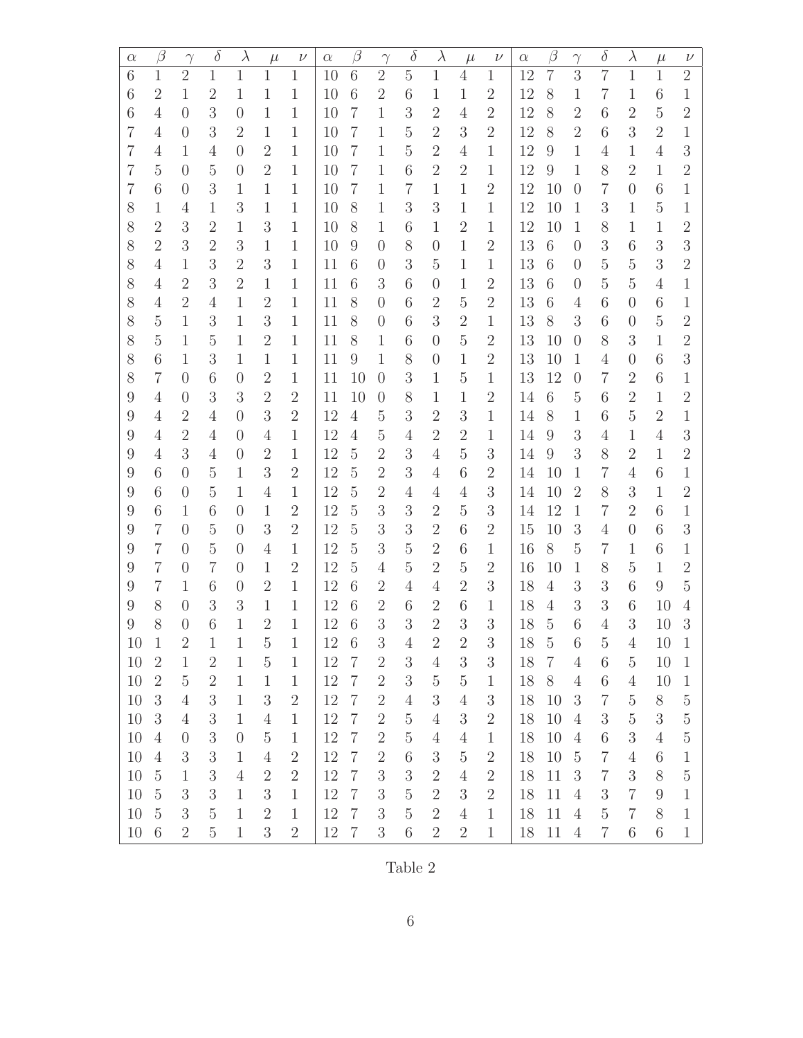| $\alpha$ | $\beta$ | $\gamma$ | $\delta$ | $\lambda$ | $\mu$ | $\nu$ | $\alpha$ | $\beta$ | $\gamma$ | $\delta$ | $\lambda$ | $\mu$ | $\nu$ | $\alpha$ | $\beta$ | $\gamma$ | $\delta$ | $\lambda$ | $\mu$ | $\nu$ |
|---|---|---|---|---|---|---|---|---|---|---|---|---|---|---|---|---|---|---|---|---|
| 6 | 1 | 2 | 1 | 1 | 1 | 1 | 10 | 6 | 2 | 5 | 1 | 4 | 1 | 12 | 7 | 3 | 7 | 1 | 1 | 2 |
| 6 | 2 | 1 | 2 | 1 | 1 | 1 | 10 | 6 | 2 | 6 | 1 | 1 | 2 | 12 | 8 | 1 | 7 | 1 | 6 | 1 |
| 6 | 4 | 0 | 3 | 0 | 1 | 1 | 10 | 7 | 1 | 3 | 2 | 4 | 2 | 12 | 8 | 2 | 6 | 2 | 5 | 2 |
| 7 | 4 | 0 | 3 | 2 | 1 | 1 | 10 | 7 | 1 | 5 | 2 | 3 | 2 | 12 | 8 | 2 | 6 | 3 | 2 | 1 |
| 7 | 4 | 1 | 4 | 0 | 2 | 1 | 10 | 7 | 1 | 5 | 2 | 4 | 1 | 12 | 9 | 1 | 4 | 1 | 4 | 3 |
| 7 | 5 | 0 | 5 | 0 | 2 | 1 | 10 | 7 | 1 | 6 | 2 | 2 | 1 | 12 | 9 | 1 | 8 | 2 | 1 | 2 |
| 7 | 6 | 0 | 3 | 1 | 1 | 1 | 10 | 7 | 1 | 7 | 1 | 1 | 2 | 12 | 10 | 0 | 7 | 0 | 6 | 1 |
| 8 | 1 | 4 | 1 | 3 | 1 | 1 | 10 | 8 | 1 | 3 | 3 | 1 | 1 | 12 | 10 | 1 | 3 | 1 | 5 | 1 |
| 8 | 2 | 3 | 2 | 1 | 3 | 1 | 10 | 8 | 1 | 6 | 1 | 2 | 1 | 12 | 10 | 1 | 8 | 1 | 1 | 2 |
| 8 | 2 | 3 | 2 | 3 | 1 | 1 | 10 | 9 | 0 | 8 | 0 | 1 | 2 | 13 | 6 | 0 | 3 | 6 | 3 | 3 |
| 8 | 4 | 1 | 3 | 2 | 3 | 1 | 11 | 6 | 0 | 3 | 5 | 1 | 1 | 13 | 6 | 0 | 5 | 5 | 3 | 2 |
| 8 | 4 | 2 | 3 | 2 | 1 | 1 | 11 | 6 | 3 | 6 | 0 | 1 | 2 | 13 | 6 | 0 | 5 | 5 | 4 | 1 |
| 8 | 4 | 2 | 4 | 1 | 2 | 1 | 11 | 8 | 0 | 6 | 2 | 5 | 2 | 13 | 6 | 4 | 6 | 0 | 6 | 1 |
| 8 | 5 | 1 | 3 | 1 | 3 | 1 | 11 | 8 | 0 | 6 | 3 | 2 | 1 | 13 | 8 | 3 | 6 | 0 | 5 | 2 |
| 8 | 5 | 1 | 5 | 1 | 2 | 1 | 11 | 8 | 1 | 6 | 0 | 5 | 2 | 13 | 10 | 0 | 8 | 3 | 1 | 2 |
| 8 | 6 | 1 | 3 | 1 | 1 | 1 | 11 | 9 | 1 | 8 | 0 | 1 | 2 | 13 | 10 | 1 | 4 | 0 | 6 | 3 |
| 8 | 7 | 0 | 6 | 0 | 2 | 1 | 11 | 10 | 0 | 3 | 1 | 5 | 1 | 13 | 12 | 0 | 7 | 2 | 6 | 1 |
| 9 | 4 | 0 | 3 | 3 | 2 | 2 | 11 | 10 | 0 | 8 | 1 | 1 | 2 | 14 | 6 | 5 | 6 | 2 | 1 | 2 |
| 9 | 4 | 2 | 4 | 0 | 3 | 2 | 12 | 4 | 5 | 3 | 2 | 3 | 1 | 14 | 8 | 1 | 6 | 5 | 2 | 1 |
| 9 | 4 | 2 | 4 | 0 | 4 | 1 | 12 | 4 | 5 | 4 | 2 | 2 | 1 | 14 | 9 | 3 | 4 | 1 | 4 | 3 |
| 9 | 4 | 3 | 4 | 0 | 2 | 1 | 12 | 5 | 2 | 3 | 4 | 5 | 3 | 14 | 9 | 3 | 8 | 2 | 1 | 2 |
| 9 | 6 | 0 | 5 | 1 | 3 | 2 | 12 | 5 | 2 | 3 | 4 | 6 | 2 | 14 | 10 | 1 | 7 | 4 | 6 | 1 |
| 9 | 6 | 0 | 5 | 1 | 4 | 1 | 12 | 5 | 2 | 4 | 4 | 4 | 3 | 14 | 10 | 2 | 8 | 3 | 1 | 2 |
| 9 | 6 | 1 | 6 | 0 | 1 | 2 | 12 | 5 | 3 | 3 | 2 | 5 | 3 | 14 | 12 | 1 | 7 | 2 | 6 | 1 |
| 9 | 7 | 0 | 5 | 0 | 3 | 2 | 12 | 5 | 3 | 3 | 2 | 6 | 2 | 15 | 10 | 3 | 4 | 0 | 6 | 3 |
| 9 | 7 | 0 | 5 | 0 | 4 | 1 | 12 | 5 | 3 | 5 | 2 | 6 | 1 | 16 | 8 | 5 | 7 | 1 | 6 | 1 |
| 9 | 7 | 0 | 7 | 0 | 1 | 2 | 12 | 5 | 4 | 5 | 2 | 5 | 2 | 16 | 10 | 1 | 8 | 5 | 1 | 2 |
| 9 | 7 | 1 | 6 | 0 | 2 | 1 | 12 | 6 | 2 | 4 | 4 | 2 | 3 | 18 | 4 | 3 | 3 | 6 | 9 | 5 |
| 9 | 8 | 0 | 3 | 3 | 1 | 1 | 12 | 6 | 2 | 6 | 2 | 6 | 1 | 18 | 4 | 3 | 3 | 6 | 10 | 4 |
| 9 | 8 | 0 | 6 | 1 | 2 | 1 | 12 | 6 | 3 | 3 | 2 | 3 | 3 | 18 | 5 | 6 | 4 | 3 | 10 | 3 |
| 10 | 1 | 2 | 1 | 1 | 5 | 1 | 12 | 6 | 3 | 4 | 2 | 2 | 3 | 18 | 5 | 6 | 5 | 4 | 10 | 1 |
| 10 | 2 | 1 | 2 | 1 | 5 | 1 | 12 | 7 | 2 | 3 | 4 | 3 | 3 | 18 | 7 | 4 | 6 | 5 | 10 | 1 |
| 10 | 2 | 5 | 2 | 1 | 1 | 1 | 12 | 7 | 2 | 3 | 5 | 5 | 1 | 18 | 8 | 4 | 6 | 4 | 10 | 1 |
| 10 | 3 | 4 | 3 | 1 | 3 | 2 | 12 | 7 | 2 | 4 | 3 | 4 | 3 | 18 | 10 | 3 | 7 | 5 | 8 | 5 |
| 10 | 3 | 4 | 3 | 1 | 4 | 1 | 12 | 7 | 2 | 5 | 4 | 3 | 2 | 18 | 10 | 4 | 3 | 5 | 3 | 5 |
| 10 | 4 | 0 | 3 | 0 | 5 | 1 | 12 | 7 | 2 | 5 | 4 | 4 | 1 | 18 | 10 | 4 | 6 | 3 | 4 | 5 |
| 10 | 4 | 3 | 3 | 1 | 4 | 2 | 12 | 7 | 2 | 6 | 3 | 5 | 2 | 18 | 10 | 5 | 7 | 4 | 6 | 1 |
| 10 | 5 | 1 | 3 | 4 | 2 | 2 | 12 | 7 | 3 | 3 | 2 | 4 | 2 | 18 | 11 | 3 | 7 | 3 | 8 | 5 |
| 10 | 5 | 3 | 3 | 1 | 3 | 1 | 12 | 7 | 3 | 5 | 2 | 3 | 2 | 18 | 11 | 4 | 3 | 7 | 9 | 1 |
| 10 | 5 | 3 | 5 | 1 | 2 | 1 | 12 | 7 | 3 | 5 | 2 | 4 | 1 | 18 | 11 | 4 | 5 | 7 | 8 | 1 |
| 10 | 6 | 2 | 5 | 1 | 3 | 2 | 12 | 7 | 3 | 6 | 2 | 2 | 1 | 18 | 11 | 4 | 7 | 6 | 6 | 1 |

Table 2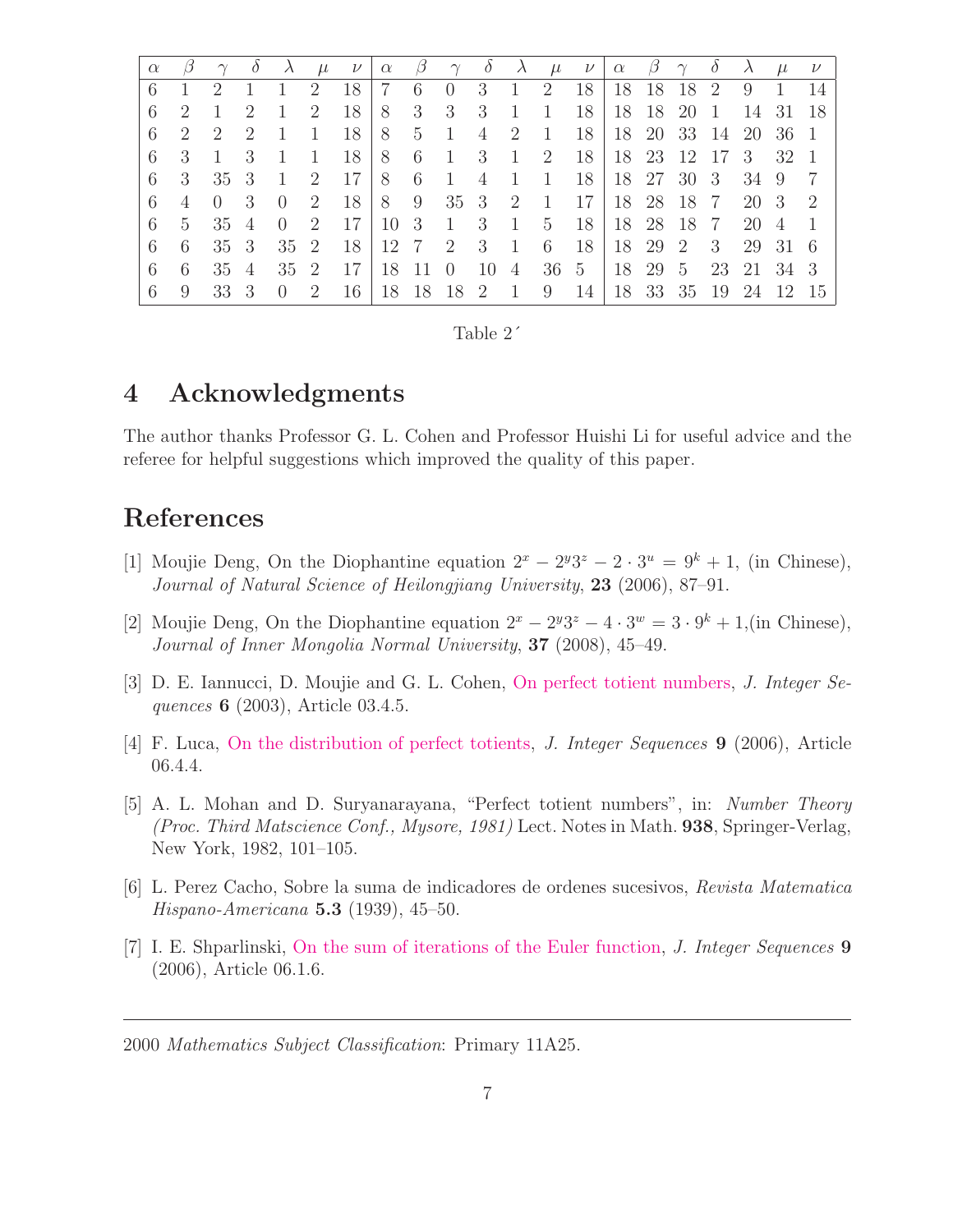| $\alpha$ | $\beta$ | $\gamma$ | $\delta$ | $\lambda$ | $\mu$ | $\nu$ | $\alpha$ | $\beta$ | $\gamma$ | $\delta$ | $\lambda$ | $\mu$ | $\nu$ | $\alpha$ | $\beta$ | $\gamma$ | $\delta$ | $\lambda$ | $\mu$ | $\nu$ |
|---|---|---|---|---|---|---|---|---|---|---|---|---|---|---|---|---|---|---|---|---|
| 6 | 1 | 2 | 1 | 1 | 2 | 18 | 7 | 6 | 0 | 3 | 1 | 2 | 18 | 18 | 18 | 18 | 2 | 9 | 1 | 14 |
| 6 | 2 | 1 | 2 | 1 | 2 | 18 | 8 | 3 | 3 | 3 | 1 | 1 | 18 | 18 | 18 | 20 | 1 | 14 | 31 | 18 |
| 6 | 2 | 2 | 2 | 1 | 1 | 18 | 8 | 5 | 1 | 4 | 2 | 1 | 18 | 18 | 20 | 33 | 14 | 20 | 36 | 1 |
| 6 | 3 | 1 | 3 | 1 | 1 | 18 | 8 | 6 | 1 | 3 | 1 | 2 | 18 | 18 | 23 | 12 | 17 | 3 | 32 | 1 |
| 6 | 3 | 35 | 3 | 1 | 2 | 17 | 8 | 6 | 1 | 4 | 1 | 1 | 18 | 18 | 27 | 30 | 3 | 34 | 9 | 7 |
| 6 | 4 | 0 | 3 | 0 | 2 | 18 | 8 | 9 | 35 | 3 | 2 | 1 | 17 | 18 | 28 | 18 | 7 | 20 | 3 | 2 |
| 6 | 5 | 35 | 4 | 0 | 2 | 17 | 10 | 3 | 1 | 3 | 1 | 5 | 18 | 18 | 28 | 18 | 7 | 20 | 4 | 1 |
| 6 | 6 | 35 | 3 | 35 | 2 | 18 | 12 | 7 | 2 | 3 | 1 | 6 | 18 | 18 | 29 | 2 | 3 | 29 | 31 | 6 |
| 6 | 6 | 35 | 4 | 35 | 2 | 17 | 18 | 11 | 0 | 10 | 4 | 36 | 5 | 18 | 29 | 5 | 23 | 21 | 34 | 3 |
| 6 | 9 | 33 | 3 | 0 | 2 | 16 | 18 | 18 | 18 | 2 | 1 | 9 | 14 | 18 | 33 | 35 | 19 | 24 | 12 | 15 |

Table 2´

# 4 Acknowledgments

The author thanks Professor G. L. Cohen and Professor Huishi Li for useful advice and the referee for helpful suggestions which improved the quality of this paper.

# References

[1] Moujie Deng, On the Diophantine equation $2^x - 2^y 3^z - 2 \cdot 3^u = 9^k + 1$, (in Chinese), *Journal of Natural Science of Heilongjiang University*, **23** (2006), 87–91.

[2] Moujie Deng, On the Diophantine equation $2^x - 2^y 3^z - 4 \cdot 3^w = 3 \cdot 9^k + 1$,(in Chinese), *Journal of Inner Mongolia Normal University*, **37** (2008), 45–49.

[3] D. E. Iannucci, D. Moujie and G. L. Cohen, On perfect totient numbers, *J. Integer Sequences* **6** (2003), Article 03.4.5.

[4] F. Luca, On the distribution of perfect totients, *J. Integer Sequences* **9** (2006), Article 06.4.4.

[5] A. L. Mohan and D. Suryanarayana, "Perfect totient numbers", in: *Number Theory (Proc. Third Matscience Conf., Mysore, 1981)* Lect. Notes in Math. **938**, Springer-Verlag, New York, 1982, 101–105.

[6] L. Perez Cacho, Sobre la suma de indicadores de ordenes sucesivos, *Revista Matematica Hispano-Americana* **5.3** (1939), 45–50.

[7] I. E. Shparlinski, On the sum of iterations of the Euler function, *J. Integer Sequences* **9** (2006), Article 06.1.6.

---

2000 *Mathematics Subject Classification*: Primary 11A25.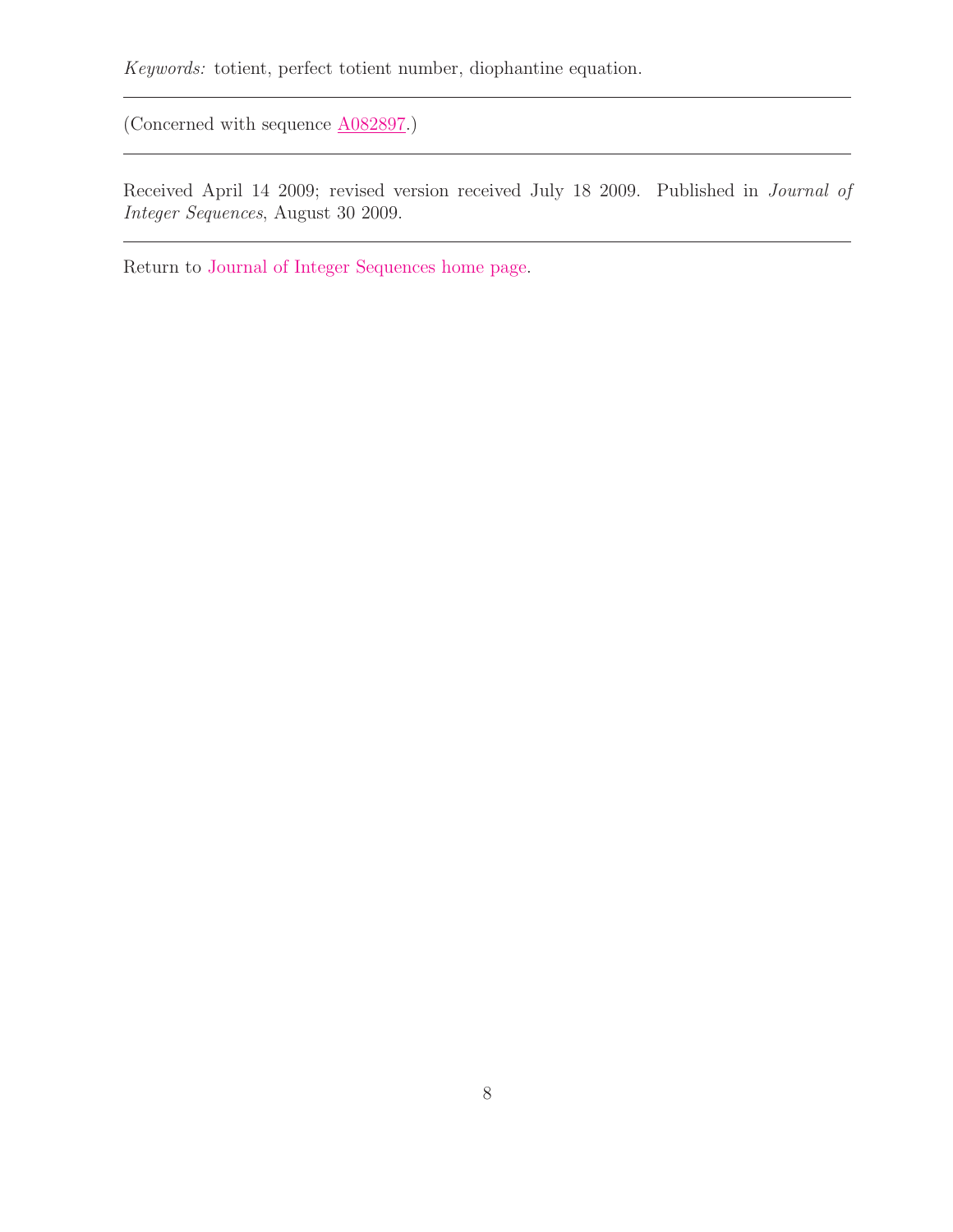*Keywords:* totient, perfect totient number, diophantine equation.

---

(Concerned with sequence A082897.)

---

Received April 14 2009; revised version received July 18 2009. Published in *Journal of Integer Sequences*, August 30 2009.

---

Return to Journal of Integer Sequences home page.